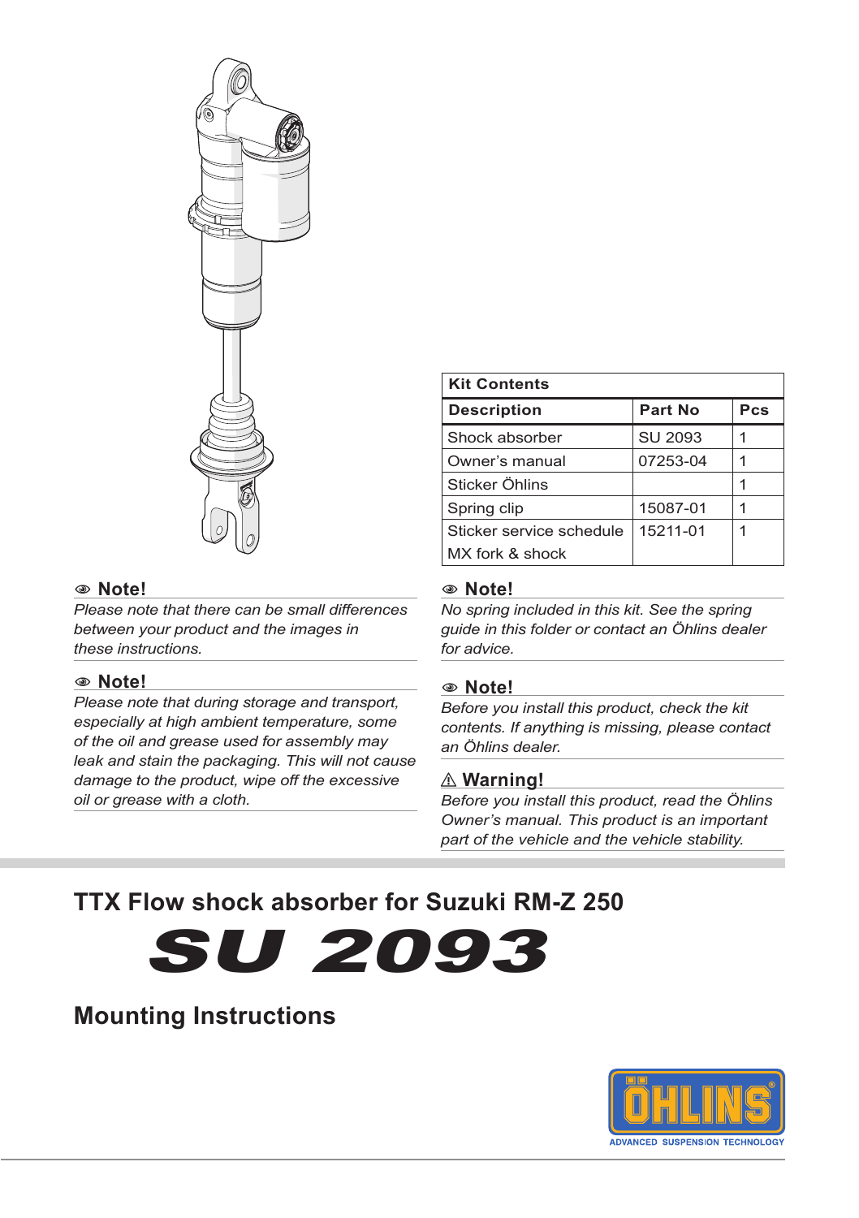| Kit Contents | | |
|---|---|---|
| **Description** | **Part No** | **Pcs** |
| Shock absorber | SU 2093 | 1 |
| Owner's manual | 07253-04 | 1 |
| Sticker Öhlins | | 1 |
| Spring clip | 15087-01 | 1 |
| Sticker service schedule MX fork & shock | 15211-01 | 1 |

**Note!**

*Please note that there can be small differences between your product and the images in these instructions.*

**Note!**

*Please note that during storage and transport, especially at high ambient temperature, some of the oil and grease used for assembly may leak and stain the packaging. This will not cause damage to the product, wipe off the excessive oil or grease with a cloth.*

**Note!**

*No spring included in this kit. See the spring guide in this folder or contact an Öhlins dealer for advice.*

**Note!**

*Before you install this product, check the kit contents. If anything is missing, please contact an Öhlins dealer.*

**⚠ Warning!**

*Before you install this product, read the Öhlins Owner's manual. This product is an important part of the vehicle and the vehicle stability.*

## TTX Flow shock absorber for Suzuki RM-Z 250

# SU 2093

## Mounting Instructions

ÖHLINS
ADVANCED SUSPENSION TECHNOLOGY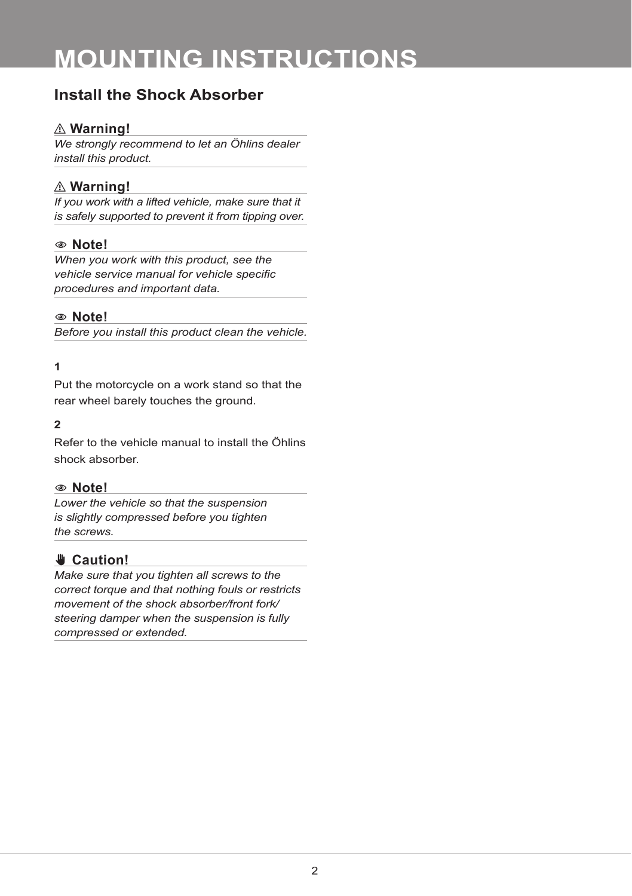# MOUNTING INSTRUCTIONS

## Install the Shock Absorber

⚠ **Warning!**

*We strongly recommend to let an Öhlins dealer install this product.*

⚠ **Warning!**

*If you work with a lifted vehicle, make sure that it is safely supported to prevent it from tipping over.*

**Note!**

*When you work with this product, see the vehicle service manual for vehicle specific procedures and important data.*

**Note!**

*Before you install this product clean the vehicle.*

**1**

Put the motorcycle on a work stand so that the rear wheel barely touches the ground.

**2**

Refer to the vehicle manual to install the Öhlins shock absorber.

**Note!**

*Lower the vehicle so that the suspension is slightly compressed before you tighten the screws.*

**Caution!**

*Make sure that you tighten all screws to the correct torque and that nothing fouls or restricts movement of the shock absorber/front fork/steering damper when the suspension is fully compressed or extended.*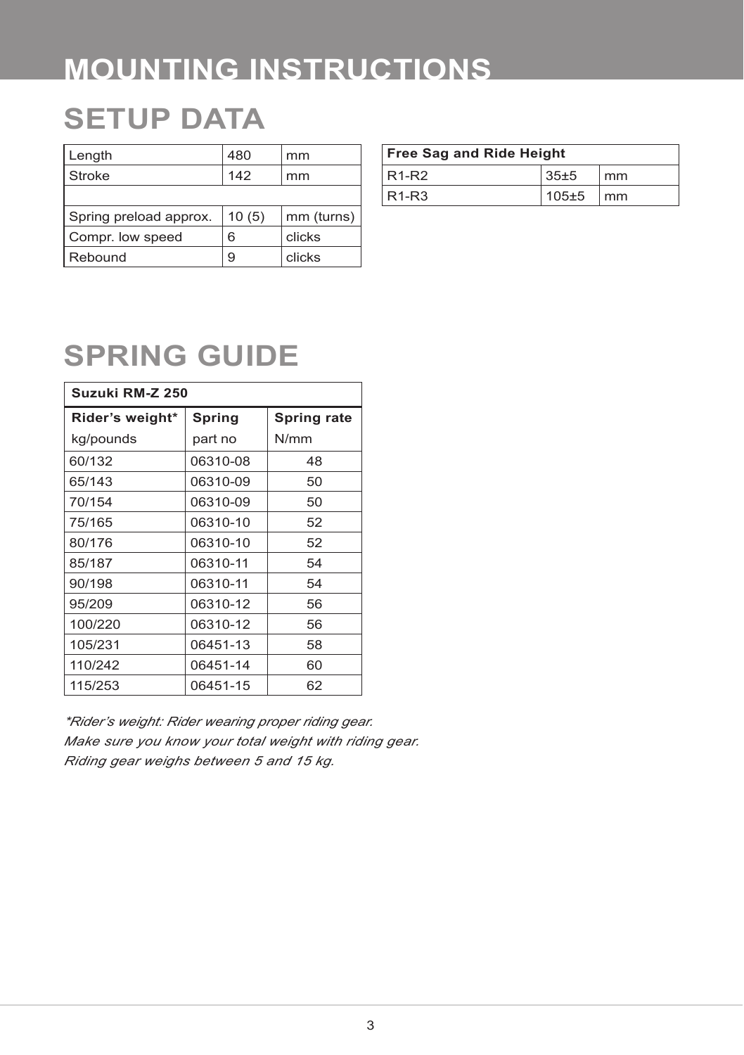# MOUNTING INSTRUCTIONS

## SETUP DATA

| Length | 480 | mm |
|---|---|---|
| Stroke | 142 | mm |
| | | |
| Spring preload approx. | 10 (5) | mm (turns) |
| Compr. low speed | 6 | clicks |
| Rebound | 9 | clicks |

| Free Sag and Ride Height | | |
|---|---|---|
| R1-R2 | 35±5 | mm |
| R1-R3 | 105±5 | mm |

## SPRING GUIDE

| Suzuki RM-Z 250 | | |
|---|---|---|
| **Rider's weight*** kg/pounds | **Spring** part no | **Spring rate** N/mm |
| 60/132 | 06310-08 | 48 |
| 65/143 | 06310-09 | 50 |
| 70/154 | 06310-09 | 50 |
| 75/165 | 06310-10 | 52 |
| 80/176 | 06310-10 | 52 |
| 85/187 | 06310-11 | 54 |
| 90/198 | 06310-11 | 54 |
| 95/209 | 06310-12 | 56 |
| 100/220 | 06310-12 | 56 |
| 105/231 | 06451-13 | 58 |
| 110/242 | 06451-14 | 60 |
| 115/253 | 06451-15 | 62 |

*\*Rider's weight: Rider wearing proper riding gear.*
*Make sure you know your total weight with riding gear.*
*Riding gear weighs between 5 and 15 kg.*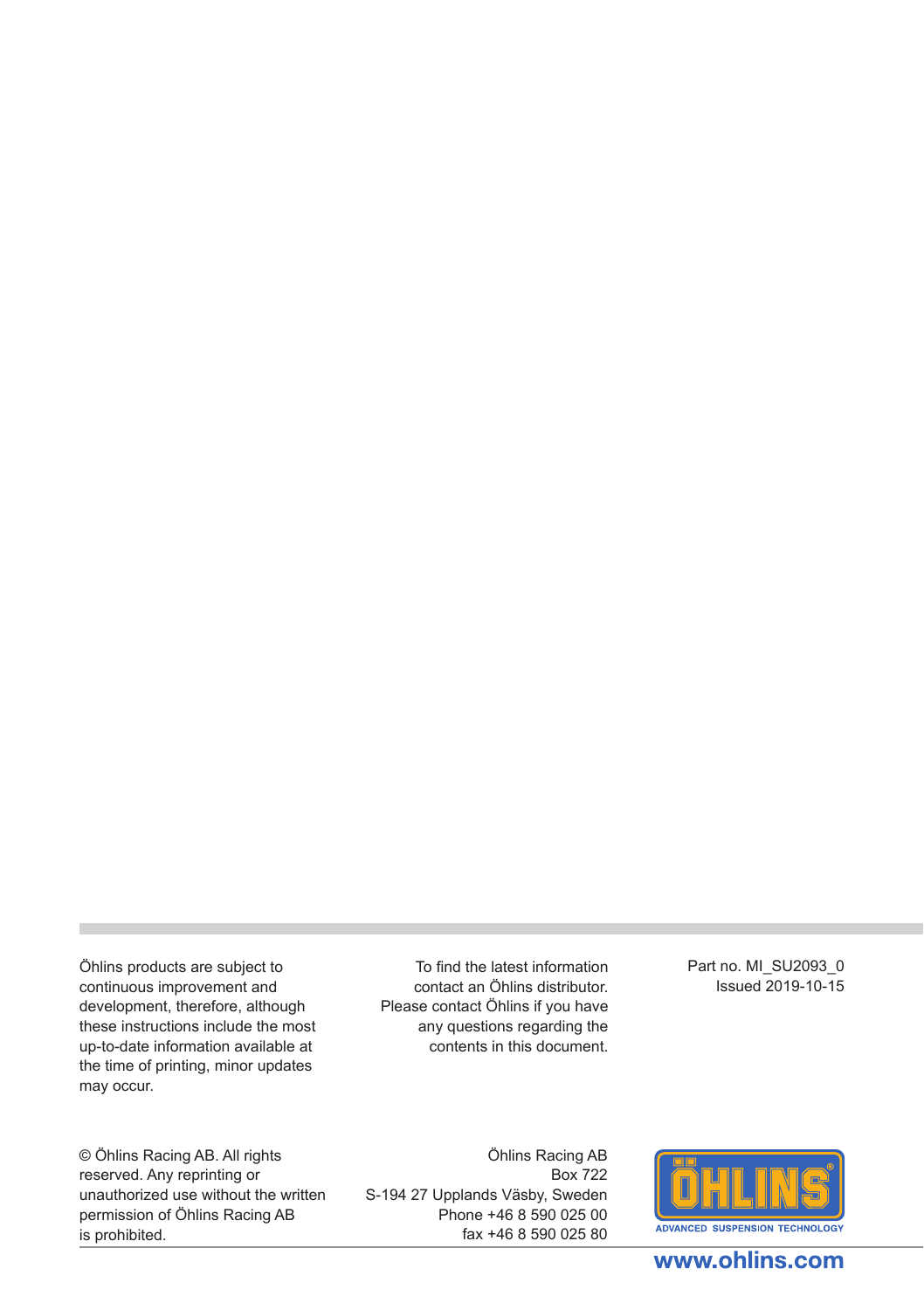Öhlins products are subject to continuous improvement and development, therefore, although these instructions include the most up-to-date information available at the time of printing, minor updates may occur.

To find the latest information contact an Öhlins distributor. Please contact Öhlins if you have any questions regarding the contents in this document.

Part no. MI_SU2093_0
Issued 2019-10-15

© Öhlins Racing AB. All rights reserved. Any reprinting or unauthorized use without the written permission of Öhlins Racing AB is prohibited.

Öhlins Racing AB
Box 722
S-194 27 Upplands Väsby, Sweden
Phone +46 8 590 025 00
fax +46 8 590 025 80

ÖHLINS
ADVANCED SUSPENSION TECHNOLOGY

www.ohlins.com